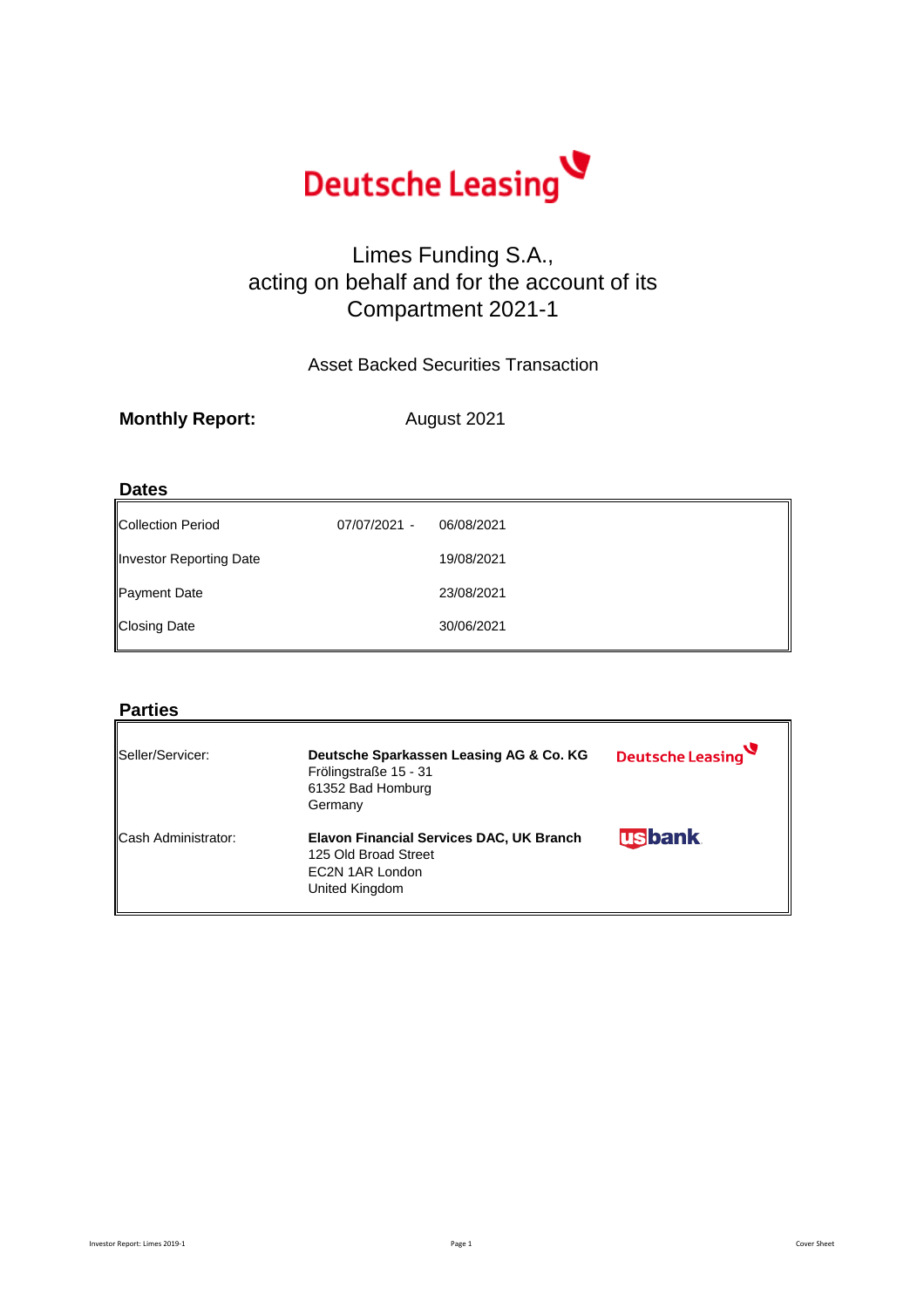Deutsche Leasing

# Limes Funding S.A.,
# acting on behalf and for the account of its
# Compartment 2021-1

Asset Backed Securities Transaction

**Monthly Report:** August 2021

## Dates

| | | |
|---|---|---|
| Collection Period | 07/07/2021 - | 06/08/2021 |
| Investor Reporting Date | | 19/08/2021 |
| Payment Date | | 23/08/2021 |
| Closing Date | | 30/06/2021 |

## Parties

| | | |
|---|---|---|
| Seller/Servicer: | **Deutsche Sparkassen Leasing AG & Co. KG**<br>Frölingstraße 15 - 31<br>61352 Bad Homburg<br>Germany | Deutsche Leasing |
| Cash Administrator: | **Elavon Financial Services DAC, UK Branch**<br>125 Old Broad Street<br>EC2N 1AR London<br>United Kingdom | usbank |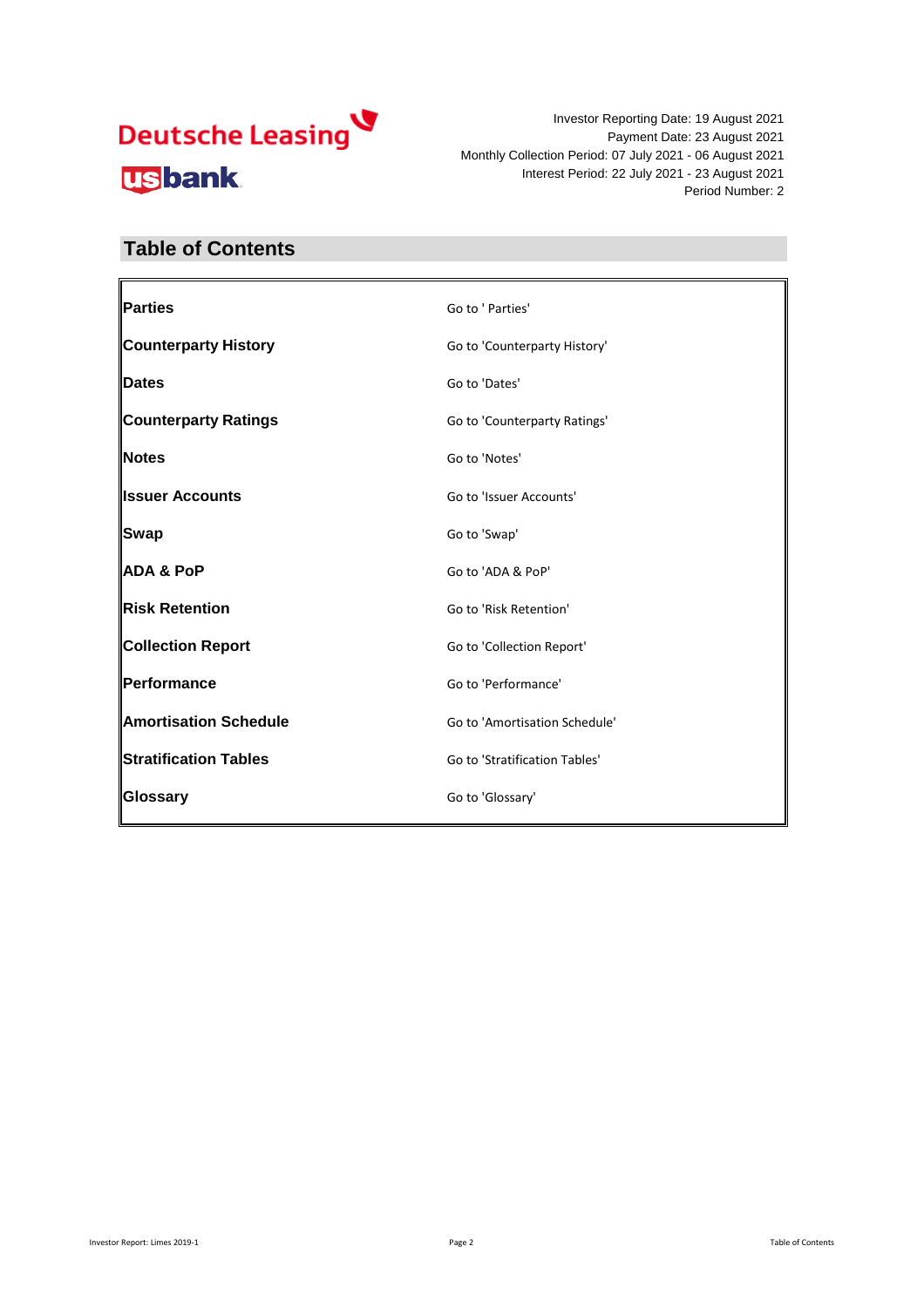Investor Reporting Date: 19 August 2021
Payment Date: 23 August 2021
Monthly Collection Period: 07 July 2021 - 06 August 2021
Interest Period: 22 July 2021 - 23 August 2021
Period Number: 2

## Table of Contents

| | |
|---|---|
| **Parties** | Go to ' Parties' |
| **Counterparty History** | Go to 'Counterparty History' |
| **Dates** | Go to 'Dates' |
| **Counterparty Ratings** | Go to 'Counterparty Ratings' |
| **Notes** | Go to 'Notes' |
| **Issuer Accounts** | Go to 'Issuer Accounts' |
| **Swap** | Go to 'Swap' |
| **ADA & PoP** | Go to 'ADA & PoP' |
| **Risk Retention** | Go to 'Risk Retention' |
| **Collection Report** | Go to 'Collection Report' |
| **Performance** | Go to 'Performance' |
| **Amortisation Schedule** | Go to 'Amortisation Schedule' |
| **Stratification Tables** | Go to 'Stratification Tables' |
| **Glossary** | Go to 'Glossary' |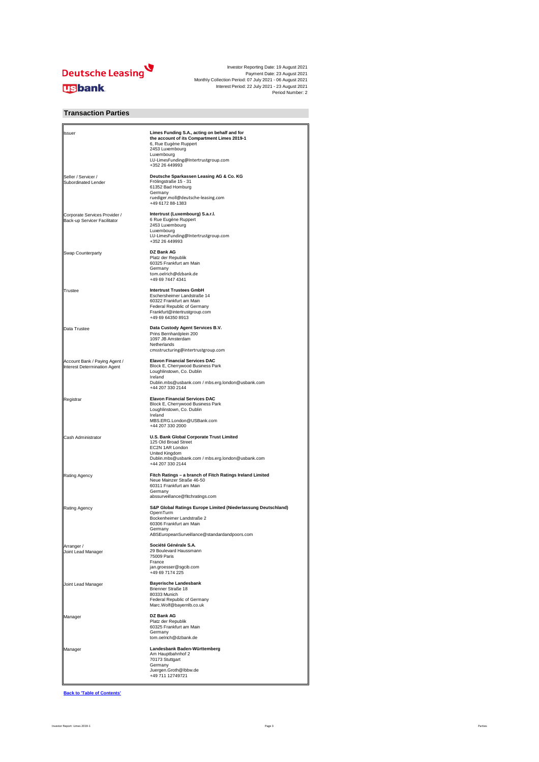Deutsche Leasing

usbank

Investor Reporting Date: 19 August 2021
Payment Date: 23 August 2021
Monthly Collection Period: 07 July 2021 - 06 August 2021
Interest Period: 22 July 2021 - 23 August 2021
Period Number: 2

## Transaction Parties

| | |
|---|---|
| Issuer | **Limes Funding S.A., acting on behalf and for the account of its Compartment Limes 2019-1**<br>6, Rue Eugène Ruppert<br>2453 Luxembourg<br>Luxembourg<br>LU-LimesFunding@Intertrustgroup.com<br>+352 26 449993 |
| Seller / Servicer /<br>Subordinated Lender | **Deutsche Sparkassen Leasing AG & Co. KG**<br>Frölingstraße 15 - 31<br>61352 Bad Homburg<br>Germany<br>ruediger.moll@deutsche-leasing.com<br>+49 6172 88-1383 |
| Corporate Services Provider /<br>Back-up Servicer Facilitator | **Intertrust (Luxembourg) S.a.r.l.**<br>6 Rue Eugène Ruppert<br>2453 Luxembourg<br>Luxembourg<br>LU-LimesFunding@Intertrustgroup.com<br>+352 26 449993 |
| Swap Counterparty | **DZ Bank AG**<br>Platz der Republik<br>60325 Frankfurt am Main<br>Germany<br>tom.oelrich@dzbank.de<br>+49 69 7447 4341 |
| Trustee | **Intertrust Trustees GmbH**<br>Eschersheimer Landstraße 14<br>60322 Frankfurt am Main<br>Federal Republic of Germany<br>Frankfurt@intertrustgroup.com<br>+49 69 64350 8913 |
| Data Trustee | **Data Custody Agent Services B.V.**<br>Prins Bernhardplein 200<br>1097 JB Amsterdam<br>Netherlands<br>cmsstructuring@intertrustgroup.com |
| Account Bank / Paying Agent /<br>Interest Determination Agent | **Elavon Financial Services DAC**<br>Block E, Cherrywood Business Park<br>Loughlinstown, Co. Dublin<br>Ireland<br>Dublin.mbs@usbank.com / mbs.erg.london@usbank.com<br>+44 207 330 2144 |
| Registrar | **Elavon Financial Services DAC**<br>Block E, Cherrywood Business Park<br>Loughlinstown, Co. Dublin<br>Ireland<br>MBS.ERG.London@USBank.com<br>+44 207 330 2000 |
| Cash Administrator | **U.S. Bank Global Corporate Trust Limited**<br>125 Old Broad Street<br>EC2N 1AR London<br>United Kingdom<br>Dublin.mbs@usbank.com / mbs.erg.london@usbank.com<br>+44 207 330 2144 |
| Rating Agency | **Fitch Ratings – a branch of Fitch Ratings Ireland Limited**<br>Neue Mainzer Straße 46-50<br>60311 Frankfurt am Main<br>Germany<br>abssurveillance@fitchratings.com |
| Rating Agency | **S&P Global Ratings Europe Limited (Niederlassung Deutschland)**<br>OpernTurm<br>Bockenheimer Landstraße 2<br>60306 Frankfurt am Main<br>Germany<br>ABSEuropeanSurveillance@standardandpoors.com |
| Arranger /<br>Joint Lead Manager | **Société Générale S.A.**<br>29 Boulevard Haussmann<br>75009 Paris<br>France<br>jan.groesser@sgcib.com<br>+49 69 7174 225 |
| Joint Lead Manager | **Bayerische Landesbank**<br>Brienner Straße 18<br>80333 Munich<br>Federal Republic of Germany<br>Marc.Wolf@bayernlb.co.uk |
| Manager | **DZ Bank AG**<br>Platz der Republik<br>60325 Frankfurt am Main<br>Germany<br>tom.oelrich@dzbank.de |
| Manager | **Landesbank Baden-Württemberg**<br>Am Hauptbahnhof 2<br>70173 Stuttgart<br>Germany<br>Juergen.Groth@lbbw.de<br>+49 711 12749721 |

**Back to 'Table of Contents'**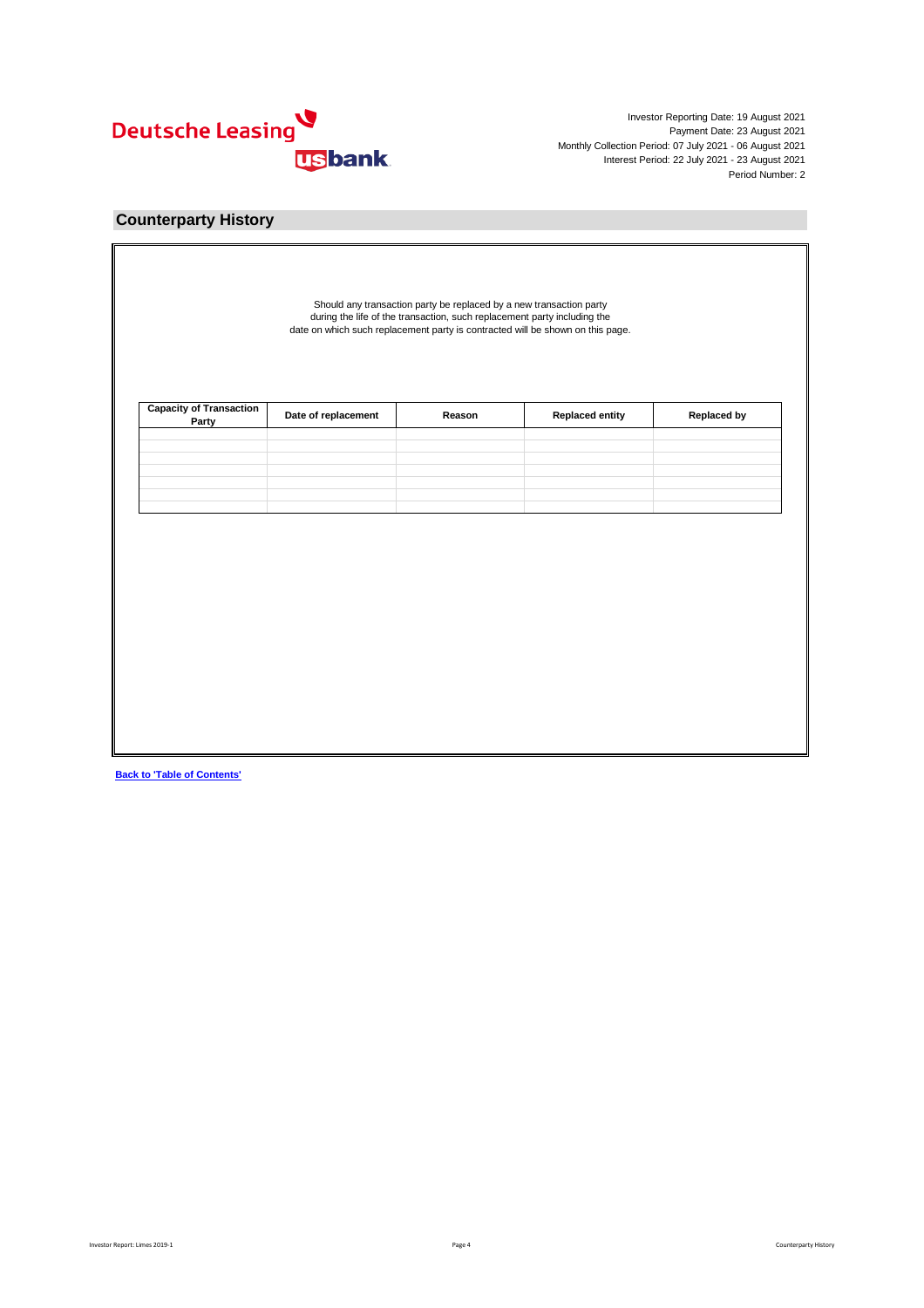Investor Reporting Date: 19 August 2021
Payment Date: 23 August 2021
Monthly Collection Period: 07 July 2021 - 06 August 2021
Interest Period: 22 July 2021 - 23 August 2021
Period Number: 2

## Counterparty History

Should any transaction party be replaced by a new transaction party during the life of the transaction, such replacement party including the date on which such replacement party is contracted will be shown on this page.

| Capacity of Transaction Party | Date of replacement | Reason | Replaced entity | Replaced by |
|---|---|---|---|---|
| | | | | |
| | | | | |
| | | | | |
| | | | | |
| | | | | |
| | | | | |
| | | | | |

**Back to 'Table of Contents'**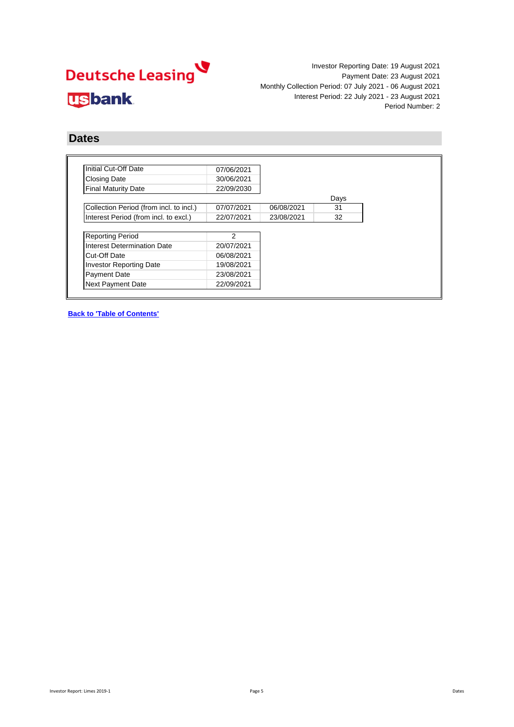Investor Reporting Date: 19 August 2021
Payment Date: 23 August 2021
Monthly Collection Period: 07 July 2021 - 06 August 2021
Interest Period: 22 July 2021 - 23 August 2021
Period Number: 2

## Dates

| | |
|---|---|
| Initial Cut-Off Date | 07/06/2021 |
| Closing Date | 30/06/2021 |
| Final Maturity Date | 22/09/2030 |

| | | | Days |
|---|---|---|---|
| Collection Period (from incl. to incl.) | 07/07/2021 | 06/08/2021 | 31 |
| Interest Period (from incl. to excl.) | 22/07/2021 | 23/08/2021 | 32 |

| | |
|---|---|
| Reporting Period | 2 |
| Interest Determination Date | 20/07/2021 |
| Cut-Off Date | 06/08/2021 |
| Investor Reporting Date | 19/08/2021 |
| Payment Date | 23/08/2021 |
| Next Payment Date | 22/09/2021 |

**Back to 'Table of Contents'**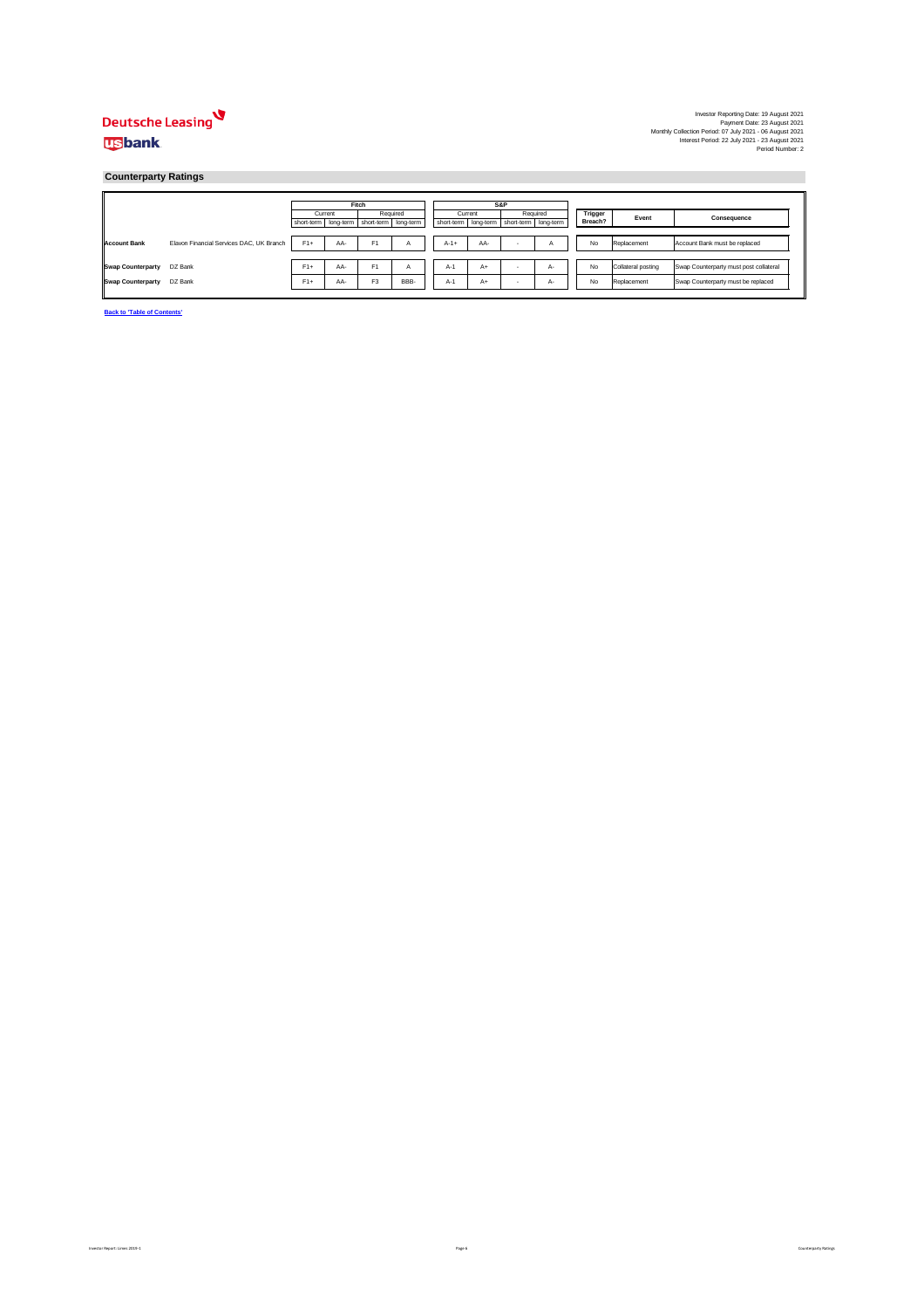Investor Reporting Date: 19 August 2021
Payment Date: 23 August 2021
Monthly Collection Period: 07 July 2021 - 06 August 2021
Interest Period: 22 July 2021 - 23 August 2021
Period Number: 2

## Counterparty Ratings

| | | Fitch | | | | S&P | | | | Trigger Breach? | Event | Consequence |
|---|---|---|---|---|---|---|---|---|---|---|---|---|
| | | Current | | Required | | Current | | Required | | | | |
| | | short-term | long-term | short-term | long-term | short-term | long-term | short-term | long-term | | | |
| **Account Bank** | Elavon Financial Services DAC, UK Branch | F1+ | AA- | F1 | A | A-1+ | AA- | - | A | No | Replacement | Account Bank must be replaced |
| **Swap Counterparty** | DZ Bank | F1+ | AA- | F1 | A | A-1 | A+ | - | A- | No | Collateral posting | Swap Counterparty must post collateral |
| **Swap Counterparty** | DZ Bank | F1+ | AA- | F3 | BBB- | A-1 | A+ | - | A- | No | Replacement | Swap Counterparty must be replaced |

**Back to 'Table of Contents'**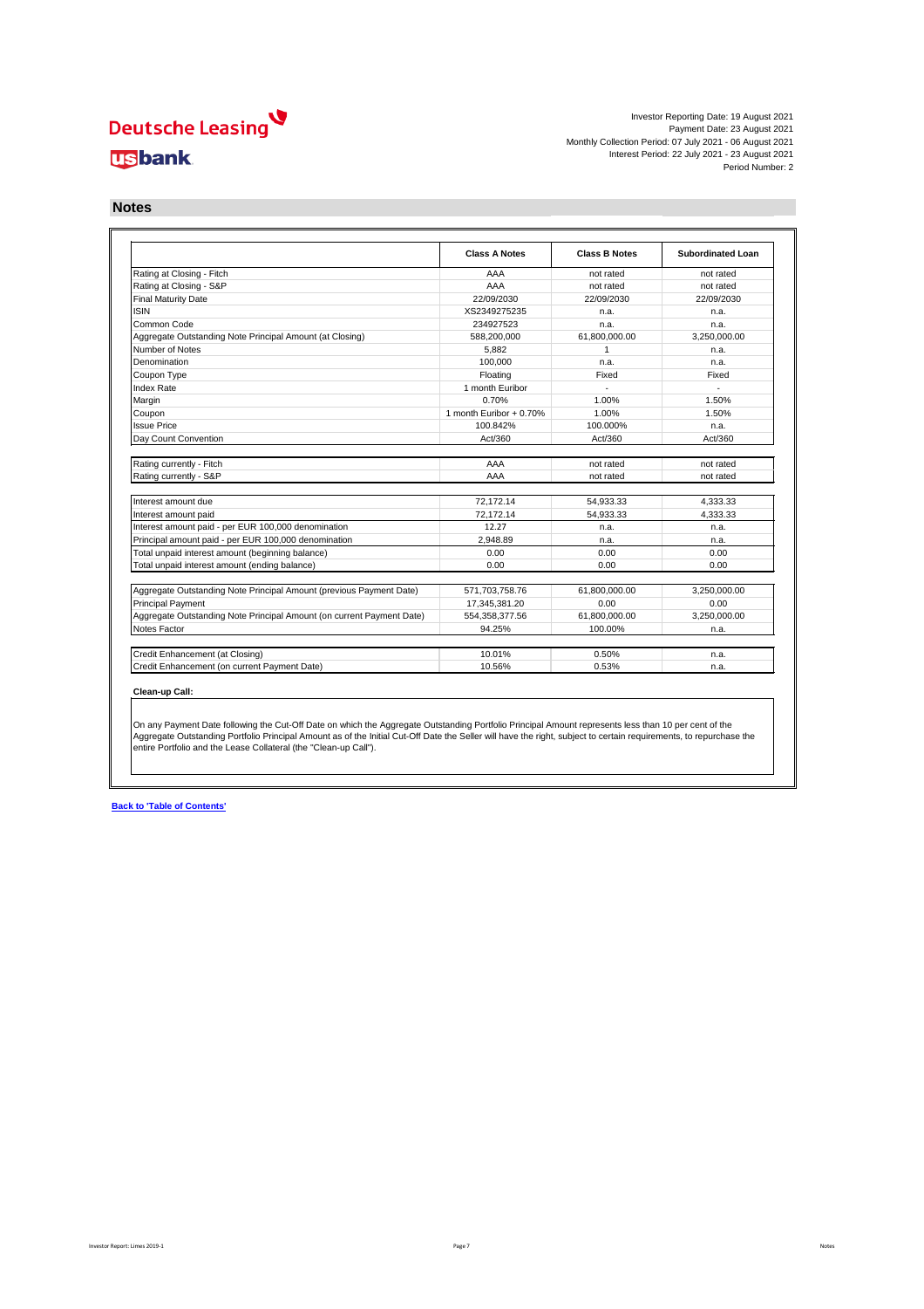Deutsche Leasing

usbank

Investor Reporting Date: 19 August 2021
Payment Date: 23 August 2021
Monthly Collection Period: 07 July 2021 - 06 August 2021
Interest Period: 22 July 2021 - 23 August 2021
Period Number: 2

## Notes

| | Class A Notes | Class B Notes | Subordinated Loan |
|---|---|---|---|
| Rating at Closing - Fitch | AAA | not rated | not rated |
| Rating at Closing - S&P | AAA | not rated | not rated |
| Final Maturity Date | 22/09/2030 | 22/09/2030 | 22/09/2030 |
| ISIN | XS2349275235 | n.a. | n.a. |
| Common Code | 234927523 | n.a. | n.a. |
| Aggregate Outstanding Note Principal Amount (at Closing) | 588,200,000 | 61,800,000.00 | 3,250,000.00 |
| Number of Notes | 5,882 | 1 | n.a. |
| Denomination | 100,000 | n.a. | n.a. |
| Coupon Type | Floating | Fixed | Fixed |
| Index Rate | 1 month Euribor | - | - |
| Margin | 0.70% | 1.00% | 1.50% |
| Coupon | 1 month Euribor + 0.70% | 1.00% | 1.50% |
| Issue Price | 100.842% | 100.000% | n.a. |
| Day Count Convention | Act/360 | Act/360 | Act/360 |
| | | | |
| Rating currently - Fitch | AAA | not rated | not rated |
| Rating currently - S&P | AAA | not rated | not rated |
| | | | |
| Interest amount due | 72,172.14 | 54,933.33 | 4,333.33 |
| Interest amount paid | 72,172.14 | 54,933.33 | 4,333.33 |
| Interest amount paid - per EUR 100,000 denomination | 12.27 | n.a. | n.a. |
| Principal amount paid - per EUR 100,000 denomination | 2,948.89 | n.a. | n.a. |
| Total unpaid interest amount (beginning balance) | 0.00 | 0.00 | 0.00 |
| Total unpaid interest amount (ending balance) | 0.00 | 0.00 | 0.00 |
| | | | |
| Aggregate Outstanding Note Principal Amount (previous Payment Date) | 571,703,758.76 | 61,800,000.00 | 3,250,000.00 |
| Principal Payment | 17,345,381.20 | 0.00 | 0.00 |
| Aggregate Outstanding Note Principal Amount (on current Payment Date) | 554,358,377.56 | 61,800,000.00 | 3,250,000.00 |
| Notes Factor | 94.25% | 100.00% | n.a. |
| | | | |
| Credit Enhancement (at Closing) | 10.01% | 0.50% | n.a. |
| Credit Enhancement (on current Payment Date) | 10.56% | 0.53% | n.a. |

**Clean-up Call:**

On any Payment Date following the Cut-Off Date on which the Aggregate Outstanding Portfolio Principal Amount represents less than 10 per cent of the Aggregate Outstanding Portfolio Principal Amount as of the Initial Cut-Off Date the Seller will have the right, subject to certain requirements, to repurchase the entire Portfolio and the Lease Collateral (the "Clean-up Call").

**Back to 'Table of Contents'**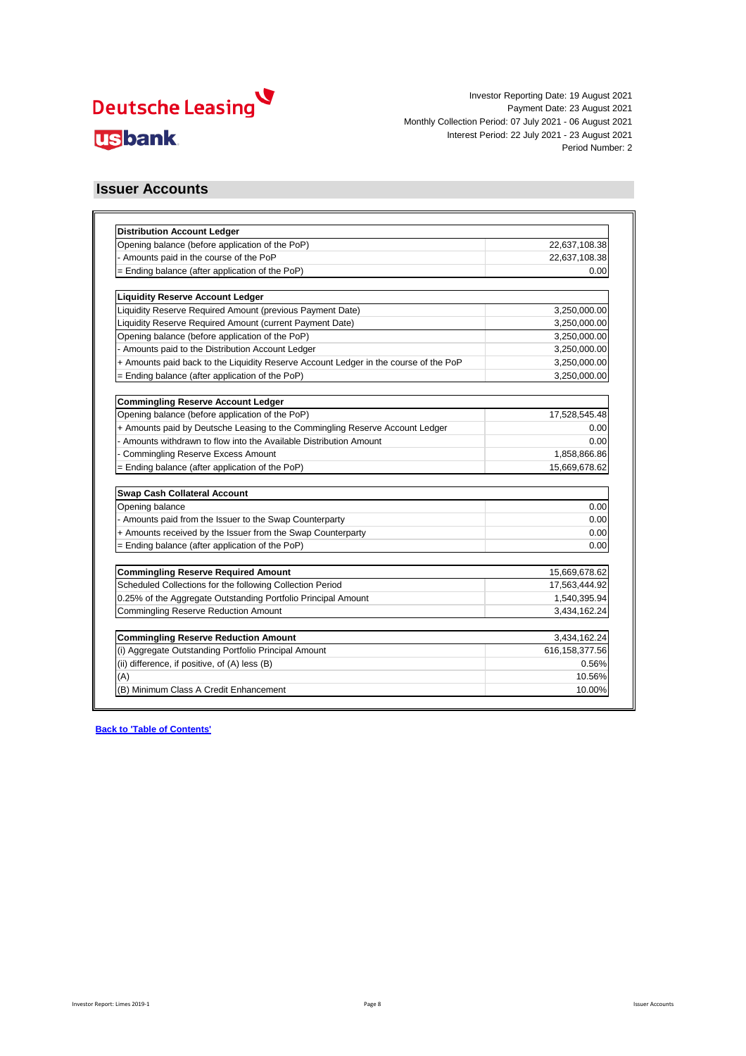Investor Reporting Date: 19 August 2021
Payment Date: 23 August 2021
Monthly Collection Period: 07 July 2021 - 06 August 2021
Interest Period: 22 July 2021 - 23 August 2021
Period Number: 2

## Issuer Accounts

| **Distribution Account Ledger** | |
|---|---|
| Opening balance (before application of the PoP) | 22,637,108.38 |
| - Amounts paid in the course of the PoP | 22,637,108.38 |
| = Ending balance (after application of the PoP) | 0.00 |

| **Liquidity Reserve Account Ledger** | |
|---|---|
| Liquidity Reserve Required Amount (previous Payment Date) | 3,250,000.00 |
| Liquidity Reserve Required Amount (current Payment Date) | 3,250,000.00 |
| Opening balance (before application of the PoP) | 3,250,000.00 |
| - Amounts paid to the Distribution Account Ledger | 3,250,000.00 |
| + Amounts paid back to the Liquidity Reserve Account Ledger in the course of the PoP | 3,250,000.00 |
| = Ending balance (after application of the PoP) | 3,250,000.00 |

| **Commingling Reserve Account Ledger** | |
|---|---|
| Opening balance (before application of the PoP) | 17,528,545.48 |
| + Amounts paid by Deutsche Leasing to the Commingling Reserve Account Ledger | 0.00 |
| - Amounts withdrawn to flow into the Available Distribution Amount | 0.00 |
| - Commingling Reserve Excess Amount | 1,858,866.86 |
| = Ending balance (after application of the PoP) | 15,669,678.62 |

| **Swap Cash Collateral Account** | |
|---|---|
| Opening balance | 0.00 |
| - Amounts paid from the Issuer to the Swap Counterparty | 0.00 |
| + Amounts received by the Issuer from the Swap Counterparty | 0.00 |
| = Ending balance (after application of the PoP) | 0.00 |

| **Commingling Reserve Required Amount** | 15,669,678.62 |
|---|---|
| Scheduled Collections for the following Collection Period | 17,563,444.92 |
| 0.25% of the Aggregate Outstanding Portfolio Principal Amount | 1,540,395.94 |
| Commingling Reserve Reduction Amount | 3,434,162.24 |

| **Commingling Reserve Reduction Amount** | 3,434,162.24 |
|---|---|
| (i) Aggregate Outstanding Portfolio Principal Amount | 616,158,377.56 |
| (ii) difference, if positive, of (A) less (B) | 0.56% |
| (A) | 10.56% |
| (B) Minimum Class A Credit Enhancement | 10.00% |

**Back to 'Table of Contents'**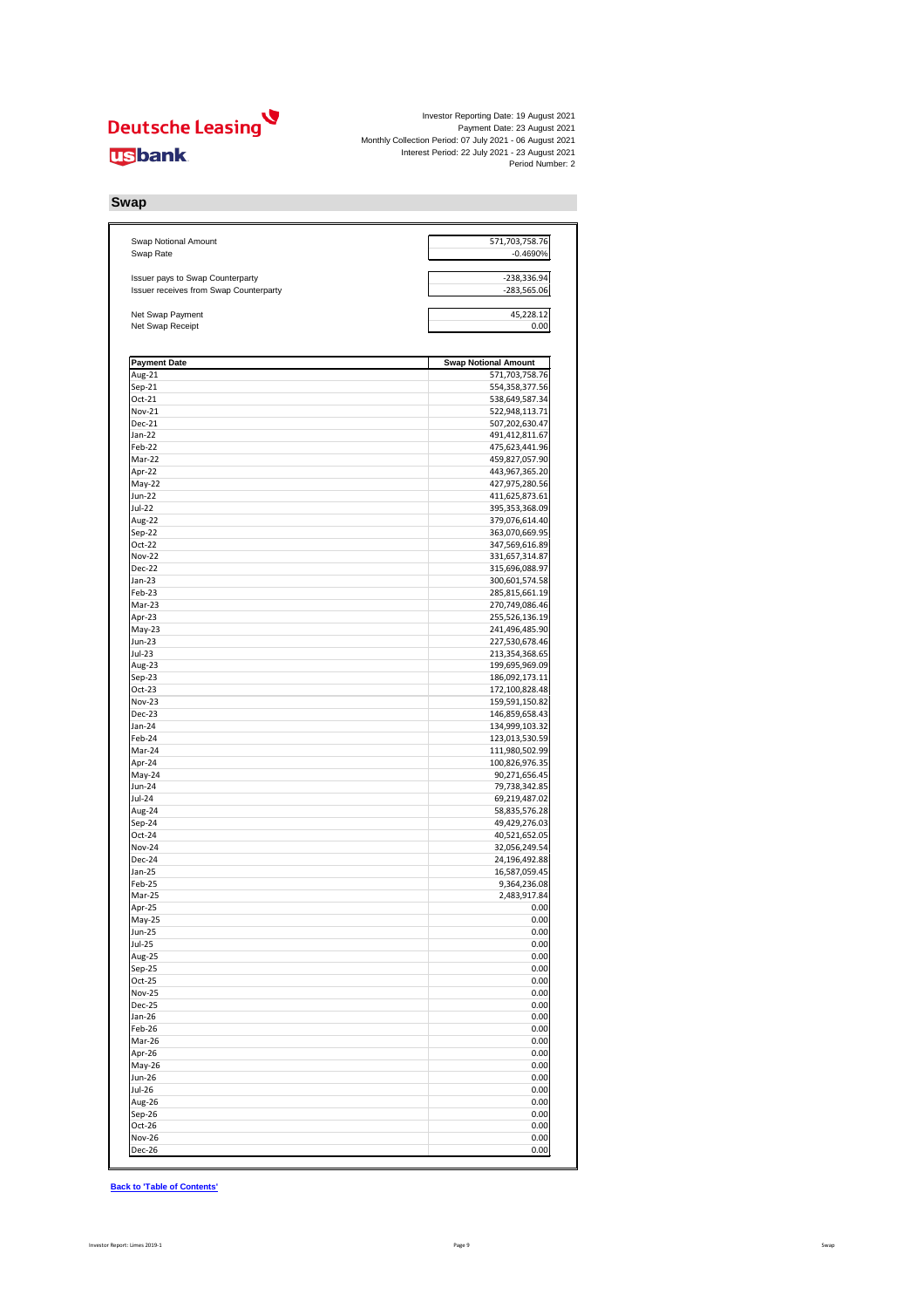Deutsche Leasing

usbank

Investor Reporting Date: 19 August 2021
Payment Date: 23 August 2021
Monthly Collection Period: 07 July 2021 - 06 August 2021
Interest Period: 22 July 2021 - 23 August 2021
Period Number: 2

## Swap

| | |
|---|---|
| Swap Notional Amount | 571,703,758.76 |
| Swap Rate | -0.4690% |
| | |
| Issuer pays to Swap Counterparty | -238,336.94 |
| Issuer receives from Swap Counterparty | -283,565.06 |
| | |
| Net Swap Payment | 45,228.12 |
| Net Swap Receipt | 0.00 |

| Payment Date | Swap Notional Amount |
|---|---|
| Aug-21 | 571,703,758.76 |
| Sep-21 | 554,358,377.56 |
| Oct-21 | 538,649,587.34 |
| Nov-21 | 522,948,113.71 |
| Dec-21 | 507,202,630.47 |
| Jan-22 | 491,412,811.67 |
| Feb-22 | 475,623,441.96 |
| Mar-22 | 459,827,057.90 |
| Apr-22 | 443,967,365.20 |
| May-22 | 427,975,280.56 |
| Jun-22 | 411,625,873.61 |
| Jul-22 | 395,353,368.09 |
| Aug-22 | 379,076,614.40 |
| Sep-22 | 363,070,669.95 |
| Oct-22 | 347,569,616.89 |
| Nov-22 | 331,657,314.87 |
| Dec-22 | 315,696,088.97 |
| Jan-23 | 300,601,574.58 |
| Feb-23 | 285,815,661.19 |
| Mar-23 | 270,749,086.46 |
| Apr-23 | 255,526,136.19 |
| May-23 | 241,496,485.90 |
| Jun-23 | 227,530,678.46 |
| Jul-23 | 213,354,368.65 |
| Aug-23 | 199,695,969.09 |
| Sep-23 | 186,092,173.11 |
| Oct-23 | 172,100,828.48 |
| Nov-23 | 159,591,150.82 |
| Dec-23 | 146,859,658.43 |
| Jan-24 | 134,999,103.32 |
| Feb-24 | 123,013,530.59 |
| Mar-24 | 111,980,502.99 |
| Apr-24 | 100,826,976.35 |
| May-24 | 90,271,656.45 |
| Jun-24 | 79,738,342.85 |
| Jul-24 | 69,219,487.02 |
| Aug-24 | 58,835,576.28 |
| Sep-24 | 49,429,276.03 |
| Oct-24 | 40,521,652.05 |
| Nov-24 | 32,056,249.54 |
| Dec-24 | 24,196,492.88 |
| Jan-25 | 16,587,059.45 |
| Feb-25 | 9,364,236.08 |
| Mar-25 | 2,483,917.84 |
| Apr-25 | 0.00 |
| May-25 | 0.00 |
| Jun-25 | 0.00 |
| Jul-25 | 0.00 |
| Aug-25 | 0.00 |
| Sep-25 | 0.00 |
| Oct-25 | 0.00 |
| Nov-25 | 0.00 |
| Dec-25 | 0.00 |
| Jan-26 | 0.00 |
| Feb-26 | 0.00 |
| Mar-26 | 0.00 |
| Apr-26 | 0.00 |
| May-26 | 0.00 |
| Jun-26 | 0.00 |
| Jul-26 | 0.00 |
| Aug-26 | 0.00 |
| Sep-26 | 0.00 |
| Oct-26 | 0.00 |
| Nov-26 | 0.00 |
| Dec-26 | 0.00 |

**Back to 'Table of Contents'**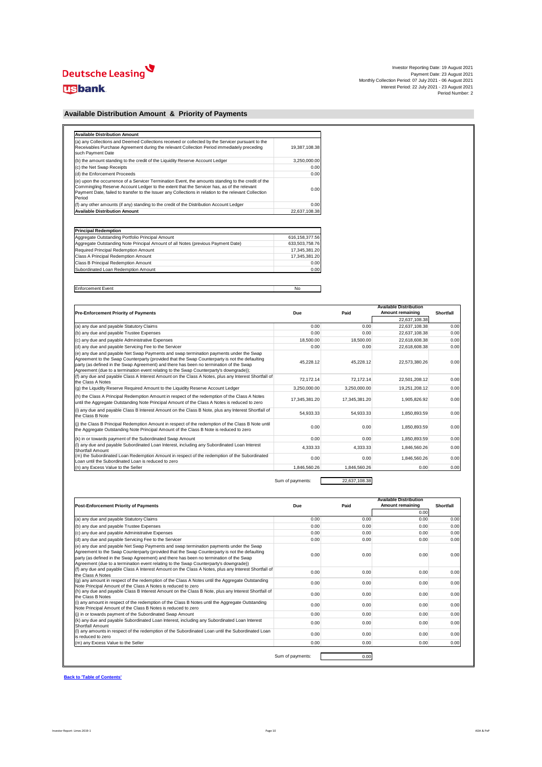Deutsche Leasing
usbank

Investor Reporting Date: 19 August 2021
Payment Date: 23 August 2021
Monthly Collection Period: 07 July 2021 - 06 August 2021
Interest Period: 22 July 2021 - 23 August 2021
Period Number: 2

## Available Distribution Amount & Priority of Payments

| Available Distribution Amount | |
|---|---|
| (a) any Collections and Deemed Collections received or collected by the Servicer pursuant to the Receivables Purchase Agreement during the relevant Collection Period immediately preceding such Payment Date | 19,387,108.38 |
| (b) the amount standing to the credit of the Liquidity Reserve Account Ledger | 3,250,000.00 |
| (c) the Net Swap Receipts | 0.00 |
| (d) the Enforcement Proceeds | 0.00 |
| (e) upon the occurrence of a Servicer Termination Event, the amounts standing to the credit of the Commingling Reserve Account Ledger to the extent that the Servicer has, as of the relevant Payment Date, failed to transfer to the Issuer any Collections in relation to the relevant Collection Period | 0.00 |
| (f) any other amounts (if any) standing to the credit of the Distribution Account Ledger | 0.00 |
| **Available Distribution Amount** | 22,637,108.38 |

| Principal Redemption | |
|---|---|
| Aggregate Outstanding Portfolio Principal Amount | 616,158,377.56 |
| Aggregate Outstanding Note Principal Amount of all Notes (previous Payment Date) | 633,503,758.76 |
| Required Principal Redemption Amount | 17,345,381.20 |
| Class A Principal Redemption Amount | 17,345,381.20 |
| Class B Principal Redemption Amount | 0.00 |
| Subordinated Loan Redemption Amount | 0.00 |

| Enforcement Event | No |
|---|---|

| Pre-Enforcement Priority of Payments | Due | Paid | Available Distribution Amount remaining | Shortfall |
|---|---|---|---|---|
| | | | 22,637,108.38 | |
| (a) any due and payable Statutory Claims | 0.00 | 0.00 | 22,637,108.38 | 0.00 |
| (b) any due and payable Trustee Expenses | 0.00 | 0.00 | 22,637,108.38 | 0.00 |
| (c) any due and payable Administrative Expenses | 18,500.00 | 18,500.00 | 22,618,608.38 | 0.00 |
| (d) any due and payable Servicing Fee to the Servicer | 0.00 | 0.00 | 22,618,608.38 | 0.00 |
| (e) any due and payable Net Swap Payments and swap termination payments under the Swap Agreement to the Swap Counterparty (provided that the Swap Counterparty is not the defaulting party (as defined in the Swap Agreement) and there has been no termination of the Swap Agreement (due to a termination event relating to the Swap Counterparty's downgrade)); | 45,228.12 | 45,228.12 | 22,573,380.26 | 0.00 |
| (f) any due and payable Class A Interest Amount on the Class A Notes, plus any Interest Shortfall of the Class A Notes | 72,172.14 | 72,172.14 | 22,501,208.12 | 0.00 |
| (g) the Liquidity Reserve Required Amount to the Liquidity Reserve Account Ledger | 3,250,000.00 | 3,250,000.00 | 19,251,208.12 | 0.00 |
| (h) the Class A Principal Redemption Amount in respect of the redemption of the Class A Notes until the Aggregate Outstanding Note Principal Amount of the Class A Notes is reduced to zero | 17,345,381.20 | 17,345,381.20 | 1,905,826.92 | 0.00 |
| (i) any due and payable Class B Interest Amount on the Class B Note, plus any Interest Shortfall of the Class B Note | 54,933.33 | 54,933.33 | 1,850,893.59 | 0.00 |
| (j) the Class B Principal Redemption Amount in respect of the redemption of the Class B Note until the Aggregate Outstanding Note Principal Amount of the Class B Note is reduced to zero | 0.00 | 0.00 | 1,850,893.59 | 0.00 |
| (k) in or towards payment of the Subordinated Swap Amount | 0.00 | 0.00 | 1,850,893.59 | 0.00 |
| (l) any due and payable Subordinated Loan Interest, including any Subordinated Loan Interest Shortfall Amount | 4,333.33 | 4,333.33 | 1,846,560.26 | 0.00 |
| (m) the Subordinated Loan Redemption Amount in respect of the redemption of the Subordinated Loan until the Subordinated Loan is reduced to zero | 0.00 | 0.00 | 1,846,560.26 | 0.00 |
| (n) any Excess Value to the Seller | 1,846,560.26 | 1,846,560.26 | 0.00 | 0.00 |

Sum of payments: 22,637,108.38

| Post-Enforcement Priority of Payments | Due | Paid | Available Distribution Amount remaining | Shortfall |
|---|---|---|---|---|
| | | | 0.00 | |
| (a) any due and payable Statutory Claims | 0.00 | 0.00 | 0.00 | 0.00 |
| (b) any due and payable Trustee Expenses | 0.00 | 0.00 | 0.00 | 0.00 |
| (c) any due and payable Administrative Expenses | 0.00 | 0.00 | 0.00 | 0.00 |
| (d) any due and payable Servicing Fee to the Servicer | 0.00 | 0.00 | 0.00 | 0.00 |
| (e) any due and payable Net Swap Payments and swap termination payments under the Swap Agreement to the Swap Counterparty (provided that the Swap Counterparty is not the defaulting party (as defined in the Swap Agreement) and there has been no termination of the Swap Agreement (due to a termination event relating to the Swap Counterparty's downgrade)) | 0.00 | 0.00 | 0.00 | 0.00 |
| (f) any due and payable Class A Interest Amount on the Class A Notes, plus any Interest Shortfall of the Class A Notes | 0.00 | 0.00 | 0.00 | 0.00 |
| (g) any amount in respect of the redemption of the Class A Notes until the Aggregate Outstanding Note Principal Amount of the Class A Notes is reduced to zero | 0.00 | 0.00 | 0.00 | 0.00 |
| (h) any due and payable Class B Interest Amount on the Class B Note, plus any Interest Shortfall of the Class B Notes | 0.00 | 0.00 | 0.00 | 0.00 |
| (i) any amount in respect of the redemption of the Class B Notes until the Aggregate Outstanding Note Principal Amount of the Class B Notes is reduced to zero | 0.00 | 0.00 | 0.00 | 0.00 |
| (j) in or towards payment of the Subordinated Swap Amount | 0.00 | 0.00 | 0.00 | 0.00 |
| (k) any due and payable Subordinated Loan Interest, including any Subordinated Loan Interest Shortfall Amount | 0.00 | 0.00 | 0.00 | 0.00 |
| (l) any amounts in respect of the redemption of the Subordinated Loan until the Subordinated Loan is reduced to zero | 0.00 | 0.00 | 0.00 | 0.00 |
| (m) any Excess Value to the Seller | 0.00 | 0.00 | 0.00 | 0.00 |

Sum of payments: 0.00

**Back to 'Table of Contents'**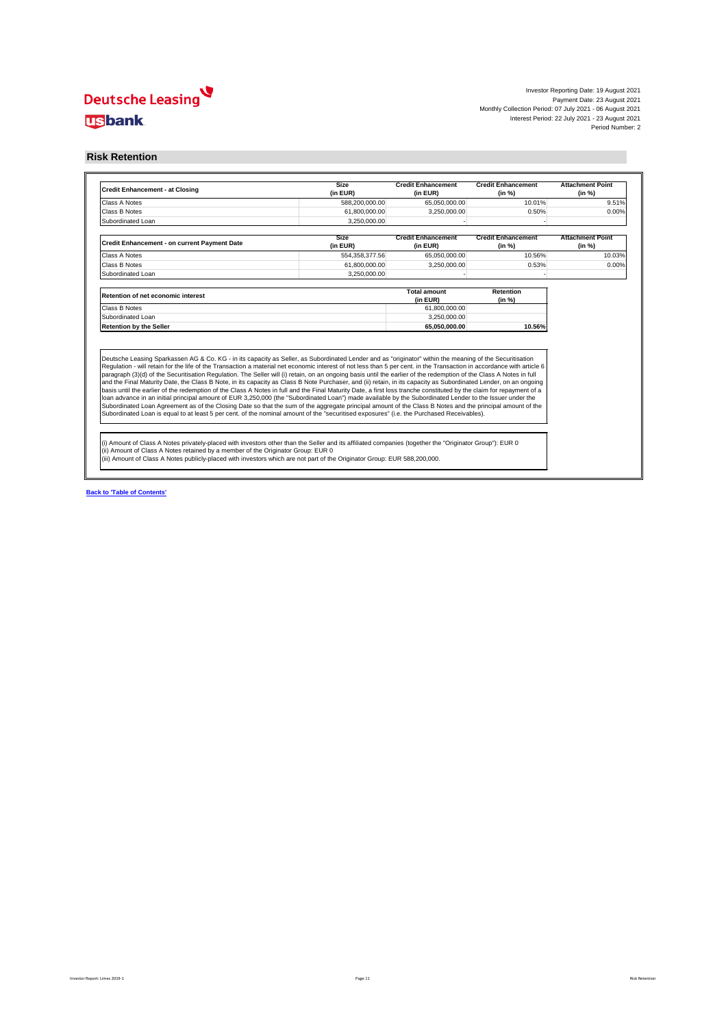Investor Reporting Date: 19 August 2021
Payment Date: 23 August 2021
Monthly Collection Period: 07 July 2021 - 06 August 2021
Interest Period: 22 July 2021 - 23 August 2021
Period Number: 2

## Risk Retention

| Credit Enhancement - at Closing | Size (in EUR) | Credit Enhancement (in EUR) | Credit Enhancement (in %) | Attachment Point (in %) |
|---|---|---|---|---|
| Class A Notes | 588,200,000.00 | 65,050,000.00 | 10.01% | 9.51% |
| Class B Notes | 61,800,000.00 | 3,250,000.00 | 0.50% | 0.00% |
| Subordinated Loan | 3,250,000.00 | - | - | |

| Credit Enhancement - on current Payment Date | Size (in EUR) | Credit Enhancement (in EUR) | Credit Enhancement (in %) | Attachment Point (in %) |
|---|---|---|---|---|
| Class A Notes | 554,358,377.56 | 65,050,000.00 | 10.56% | 10.03% |
| Class B Notes | 61,800,000.00 | 3,250,000.00 | 0.53% | 0.00% |
| Subordinated Loan | 3,250,000.00 | - | - | |

| Retention of net economic interest | Total amount (in EUR) | Retention (in %) |
|---|---|---|
| Class B Notes | 61,800,000.00 | |
| Subordinated Loan | 3,250,000.00 | |
| **Retention by the Seller** | **65,050,000.00** | **10.56%** |

Deutsche Leasing Sparkassen AG & Co. KG - in its capacity as Seller, as Subordinated Lender and as "originator" within the meaning of the Securitisation Regulation - will retain for the life of the Transaction a material net economic interest of not less than 5 per cent. in the Transaction in accordance with article 6 paragraph (3)(d) of the Securitisation Regulation. The Seller will (i) retain, on an ongoing basis until the earlier of the redemption of the Class A Notes in full and the Final Maturity Date, the Class B Note, in its capacity as Class B Note Purchaser, and (ii) retain, in its capacity as Subordinated Lender, on an ongoing basis until the earlier of the redemption of the Class A Notes in full and the Final Maturity Date, a first loss tranche constituted by the claim for repayment of a loan advance in an initial principal amount of EUR 3,250,000 (the "Subordinated Loan") made available by the Subordinated Lender to the Issuer under the Subordinated Loan Agreement as of the Closing Date so that the sum of the aggregate principal amount of the Class B Notes and the principal amount of the Subordinated Loan is equal to at least 5 per cent. of the nominal amount of the "securitised exposures" (i.e. the Purchased Receivables).

(i) Amount of Class A Notes privately-placed with investors other than the Seller and its affiliated companies (together the "Originator Group"): EUR 0
(ii) Amount of Class A Notes retained by a member of the Originator Group: EUR 0
(iii) Amount of Class A Notes publicly-placed with investors which are not part of the Originator Group: EUR 588,200,000.

Back to 'Table of Contents'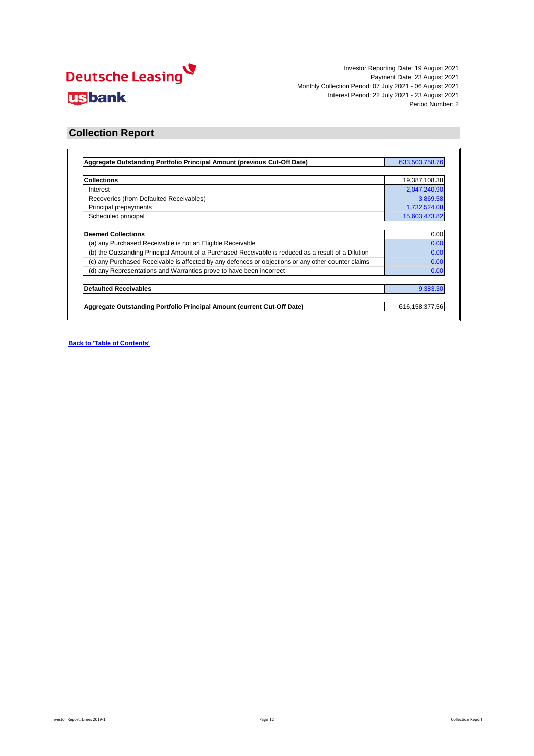Deutsche Leasing

usbank

Investor Reporting Date: 19 August 2021
Payment Date: 23 August 2021
Monthly Collection Period: 07 July 2021 - 06 August 2021
Interest Period: 22 July 2021 - 23 August 2021
Period Number: 2

## Collection Report

| **Aggregate Outstanding Portfolio Principal Amount (previous Cut-Off Date)** | 633,503,758.76 |
|---|---|

| **Collections** | 19,387,108.38 |
|---|---|
| Interest | 2,047,240.90 |
| Recoveries (from Defaulted Receivables) | 3,869.58 |
| Principal prepayments | 1,732,524.08 |
| Scheduled principal | 15,603,473.82 |

| **Deemed Collections** | 0.00 |
|---|---|
| (a) any Purchased Receivable is not an Eligible Receivable | 0.00 |
| (b) the Outstanding Principal Amount of a Purchased Receivable is reduced as a result of a Dilution | 0.00 |
| (c) any Purchased Receivable is affected by any defences or objections or any other counter claims | 0.00 |
| (d) any Representations and Warranties prove to have been incorrect | 0.00 |

| **Defaulted Receivables** | 9,383.30 |
|---|---|

| **Aggregate Outstanding Portfolio Principal Amount (current Cut-Off Date)** | 616,158,377.56 |
|---|---|

**Back to 'Table of Contents'**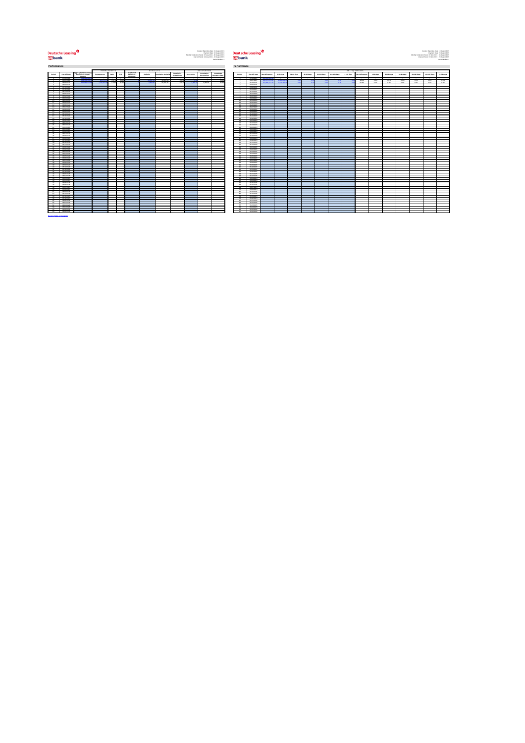## Performance

Back to Table of Contents

## Performance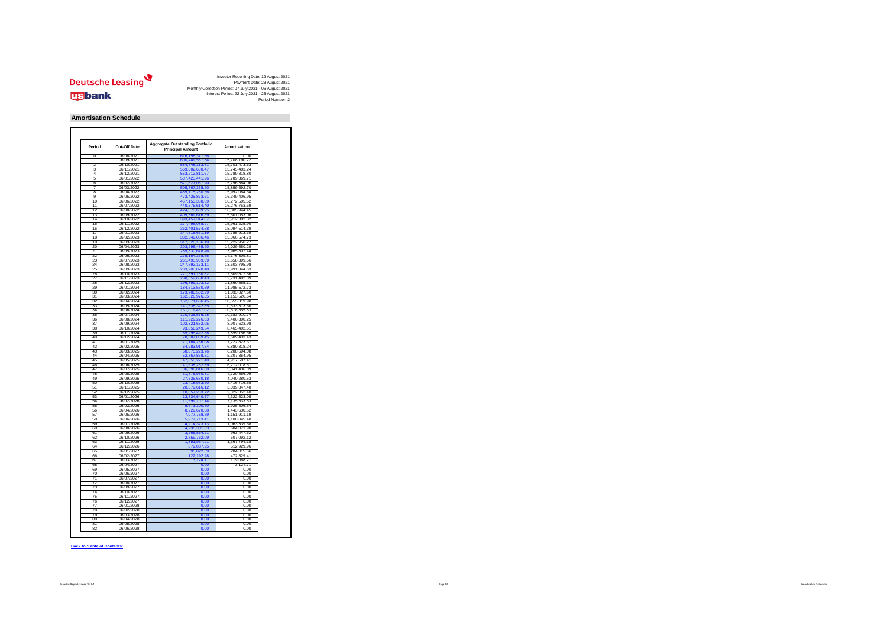Investor Reporting Date: 19 August 2021
Payment Date: 23 August 2021
Monthly Collection Period: 07 July 2021 - 06 August 2021
Interest Period: 22 July 2021 - 23 August 2021
Period Number: 2

## Amortisation Schedule

| Period | Cut-Off Date | Aggregate Outstanding Portfolio Principal Amount | Amortisation |
|---|---|---|---|
| 0 | 06/08/2021 | 616,158,377.56 | 0.00 |
| 1 | 06/09/2021 | 600,449,587.34 | 15,708,790.22 |
| 2 | 06/10/2021 | 584,748,113.71 | 15,701,473.63 |
| 3 | 06/11/2021 | 569,002,630.47 | 15,745,483.24 |
| 4 | 06/12/2021 | 553,212,811.67 | 15,789,818.80 |
| 5 | 06/01/2022 | 537,423,441.96 | 15,789,369.71 |
| 6 | 06/02/2022 | 521,627,057.90 | 15,796,384.06 |
| 7 | 06/03/2022 | 505,767,365.20 | 15,859,692.70 |
| 8 | 06/04/2022 | 489,775,280.56 | 15,992,084.64 |
| 9 | 06/05/2022 | 473,425,873.61 | 16,349,406.95 |
| 10 | 06/06/2022 | 457,153,368.09 | 16,272,505.52 |
| 11 | 06/07/2022 | 440,876,614.40 | 16,276,753.69 |
| 12 | 06/08/2022 | 424,870,669.95 | 16,005,944.45 |
| 13 | 06/09/2022 | 409,369,616.89 | 15,501,053.06 |
| 14 | 06/10/2022 | 393,457,314.87 | 15,912,302.02 |
| 15 | 06/11/2022 | 377,496,088.97 | 15,961,225.90 |
| 16 | 06/12/2022 | 362,401,574.58 | 15,094,514.39 |
| 17 | 06/01/2023 | 347,615,661.19 | 14,785,913.39 |
| 18 | 06/02/2023 | 332,549,086.46 | 15,066,574.73 |
| 19 | 06/03/2023 | 317,326,136.19 | 15,222,950.27 |
| 20 | 06/04/2023 | 303,296,485.90 | 14,029,650.29 |
| 21 | 06/05/2023 | 289,330,678.46 | 13,965,807.44 |
| 22 | 06/06/2023 | 275,154,368.65 | 14,176,309.81 |
| 23 | 06/07/2023 | 261,495,969.09 | 13,658,399.56 |
| 24 | 06/08/2023 | 247,892,173.11 | 13,603,795.98 |
| 25 | 06/09/2023 | 233,900,828.48 | 13,991,344.63 |
| 26 | 06/10/2023 | 221,391,150.82 | 12,509,677.66 |
| 27 | 06/11/2023 | 208,659,658.43 | 12,731,492.39 |
| 28 | 06/12/2023 | 196,799,103.32 | 11,860,555.11 |
| 29 | 06/01/2024 | 184,813,530.59 | 11,985,572.73 |
| 30 | 06/02/2024 | 173,780,502.99 | 11,033,027.60 |
| 31 | 06/03/2024 | 162,626,976.35 | 11,153,526.64 |
| 32 | 06/04/2024 | 152,071,656.45 | 10,555,319.90 |
| 33 | 06/05/2024 | 141,538,342.85 | 10,533,313.60 |
| 34 | 06/06/2024 | 131,019,487.02 | 10,518,855.83 |
| 35 | 06/07/2024 | 120,635,576.28 | 10,383,910.74 |
| 36 | 06/08/2024 | 111,229,276.03 | 9,406,300.25 |
| 37 | 06/09/2024 | 102,321,652.05 | 8,907,623.98 |
| 38 | 06/10/2024 | 93,856,249.54 | 8,465,402.51 |
| 39 | 06/11/2024 | 85,996,492.88 | 7,859,756.66 |
| 40 | 06/12/2024 | 78,387,059.45 | 7,609,433.43 |
| 41 | 06/01/2025 | 71,164,236.08 | 7,222,823.37 |
| 42 | 06/02/2025 | 64,283,917.84 | 6,880,318.24 |
| 43 | 06/03/2025 | 58,075,223.76 | 6,208,694.08 |
| 44 | 06/04/2025 | 52,767,858.81 | 5,307,364.95 |
| 45 | 06/05/2025 | 47,850,271.40 | 4,917,587.41 |
| 46 | 06/06/2025 | 41,638,252.89 | 6,212,018.51 |
| 47 | 06/07/2025 | 36,596,816.80 | 5,041,436.09 |
| 48 | 06/08/2025 | 31,875,960.71 | 4,720,856.09 |
| 49 | 06/09/2025 | 27,835,680.18 | 4,040,280.53 |
| 50 | 06/10/2025 | 23,418,963.60 | 4,416,716.58 |
| 51 | 06/11/2025 | 20,379,616.12 | 3,039,347.48 |
| 52 | 06/12/2025 | 18,057,263.72 | 2,322,352.40 |
| 53 | 06/01/2026 | 13,734,640.67 | 4,322,623.05 |
| 54 | 06/02/2026 | 11,599,107.14 | 2,135,533.53 |
| 55 | 06/03/2026 | 9,673,300.60 | 1,925,806.54 |
| 56 | 06/04/2026 | 8,229,670.08 | 1,443,630.52 |
| 57 | 06/05/2026 | 7,077,758.89 | 1,151,911.19 |
| 58 | 06/06/2026 | 5,977,713.41 | 1,100,045.48 |
| 59 | 06/07/2026 | 4,914,373.73 | 1,063,339.68 |
| 60 | 06/08/2026 | 4,230,301.83 | 684,071.90 |
| 61 | 06/09/2026 | 3,266,854.21 | 963,447.62 |
| 62 | 06/10/2026 | 2,759,762.09 | 507,092.12 |
| 63 | 06/11/2026 | 1,391,967.91 | 1,367,794.18 |
| 64 | 06/12/2026 | 879,037.95 | 512,929.96 |
| 65 | 06/01/2027 | 595,022.39 | 284,015.56 |
| 66 | 06/02/2027 | 122,192.98 | 472,829.41 |
| 67 | 06/03/2027 | 3,124.71 | 119,068.27 |
| 68 | 06/04/2027 | 0.00 | 3,124.71 |
| 69 | 06/05/2027 | 0.00 | 0.00 |
| 70 | 06/06/2027 | 0.00 | 0.00 |
| 71 | 06/07/2027 | 0.00 | 0.00 |
| 72 | 06/08/2027 | 0.00 | 0.00 |
| 73 | 06/09/2027 | 0.00 | 0.00 |
| 74 | 06/10/2027 | 0.00 | 0.00 |
| 75 | 06/11/2027 | 0.00 | 0.00 |
| 76 | 06/12/2027 | 0.00 | 0.00 |
| 77 | 06/01/2028 | 0.00 | 0.00 |
| 78 | 06/02/2028 | 0.00 | 0.00 |
| 79 | 06/03/2028 | 0.00 | 0.00 |
| 80 | 06/04/2028 | 0.00 | 0.00 |
| 81 | 06/05/2028 | 0.00 | 0.00 |
| 82 | 06/06/2028 | 0.00 | 0.00 |

Back to 'Table of Contents'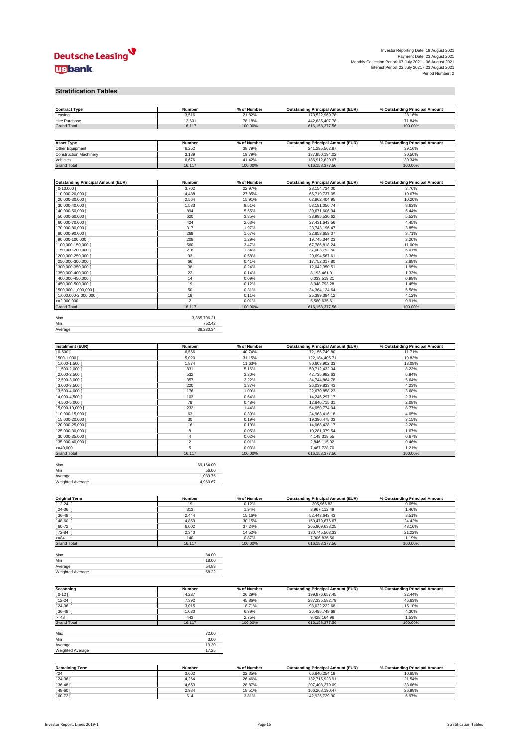Investor Reporting Date: 19 August 2021
Payment Date: 23 August 2021
Monthly Collection Period: 07 July 2021 - 06 August 2021
Interest Period: 22 July 2021 - 23 August 2021
Period Number: 2

## Stratification Tables

| Contract Type | Number | % of Number | Outstanding Principal Amount (EUR) | % Outstanding Principal Amount |
|---|---|---|---|---|
| Leasing | 3,516 | 21.82% | 173,522,969.78 | 28.16% |
| Hire Purchase | 12,601 | 78.18% | 442,635,407.78 | 71.84% |
| Grand Total | 16,117 | 100.00% | 616,158,377.56 | 100.00% |

| Asset Type | Number | % of Number | Outstanding Principal Amount (EUR) | % Outstanding Principal Amount |
|---|---|---|---|---|
| Other Equipment | 6,252 | 38.79% | 241,295,562.87 | 39.16% |
| Construction Machinery | 3,189 | 19.79% | 187,950,194.02 | 30.50% |
| Vehicles | 6,676 | 41.42% | 186,912,620.67 | 30.34% |
| Grand Total | 16,117 | 100.00% | 616,158,377.56 | 100.00% |

| Outstanding Principal Amount (EUR) | Number | % of Number | Outstanding Principal Amount (EUR) | % Outstanding Principal Amount |
|---|---|---|---|---|
| [ 0-10,000 [ | 3,702 | 22.97% | 23,154,734.00 | 3.76% |
| [ 10,000-20,000 [ | 4,488 | 27.85% | 65,719,737.05 | 10.67% |
| [ 20,000-30,000 [ | 2,564 | 15.91% | 62,862,404.95 | 10.20% |
| [ 30,000-40,000 [ | 1,533 | 9.51% | 53,181,056.74 | 8.63% |
| [ 40,000-50,000 [ | 894 | 5.55% | 39,671,606.34 | 6.44% |
| [ 50,000-60,000 [ | 620 | 3.85% | 33,995,530.62 | 5.52% |
| [ 60,000-70,000 [ | 424 | 2.63% | 27,431,643.56 | 4.45% |
| [ 70,000-80,000 [ | 317 | 1.97% | 23,743,196.47 | 3.85% |
| [ 80,000-90,000 [ | 269 | 1.67% | 22,853,659.07 | 3.71% |
| [ 90,000-100,000 [ | 208 | 1.29% | 19,745,344.23 | 3.20% |
| [ 100,000-150,000 [ | 560 | 3.47% | 67,786,818.24 | 11.00% |
| [ 150,000-200,000 [ | 216 | 1.34% | 37,003,792.50 | 6.01% |
| [ 200,000-250,000 [ | 93 | 0.58% | 20,694,567.61 | 3.36% |
| [ 250,000-300,000 [ | 66 | 0.41% | 17,752,017.80 | 2.88% |
| [ 300,000-350,000 [ | 38 | 0.24% | 12,042,350.51 | 1.95% |
| [ 350,000-400,000 [ | 22 | 0.14% | 8,193,461.01 | 1.33% |
| [ 400,000-450,000 [ | 14 | 0.09% | 6,033,519.21 | 0.98% |
| [ 450,000-500,000 [ | 19 | 0.12% | 8,948,793.28 | 1.45% |
| [ 500,000-1,000,000 [ | 50 | 0.31% | 34,364,124.64 | 5.58% |
| [ 1,000,000-2,000,000 [ | 18 | 0.11% | 25,399,384.12 | 4.12% |
| >=2,000,000 | 2 | 0.01% | 5,580,635.61 | 0.91% |
| Grand Total | 16,117 | 100.00% | 616,158,377.56 | 100.00% |

| | |
|---|---|
| Max | 3,365,796.21 |
| Min | 752.42 |
| Average | 38,230.34 |

| Instalment (EUR) | Number | % of Number | Outstanding Principal Amount (EUR) | % Outstanding Principal Amount |
|---|---|---|---|---|
| [ 0-500 [ | 6,566 | 40.74% | 72,156,749.80 | 11.71% |
| [ 500-1,000 [ | 5,020 | 31.15% | 122,184,405.71 | 19.83% |
| [ 1,000-1,500 [ | 1,874 | 11.63% | 80,603,902.33 | 13.08% |
| [ 1,500-2,000 [ | 831 | 5.16% | 50,712,432.04 | 8.23% |
| [ 2,000-2,500 [ | 532 | 3.30% | 42,735,982.63 | 6.94% |
| [ 2,500-3,000 [ | 357 | 2.22% | 34,744,864.78 | 5.64% |
| [ 3,000-3,500 [ | 220 | 1.37% | 26,039,833.43 | 4.23% |
| [ 3,500-4,000 [ | 176 | 1.09% | 22,670,858.23 | 3.68% |
| [ 4,000-4,500 [ | 103 | 0.64% | 14,246,297.17 | 2.31% |
| [ 4,500-5,000 [ | 78 | 0.48% | 12,840,715.31 | 2.08% |
| [ 5,000-10,000 [ | 232 | 1.44% | 54,050,774.04 | 8.77% |
| [ 10,000-15,000 [ | 63 | 0.39% | 24,963,416.18 | 4.05% |
| [ 15,000-20,000 [ | 30 | 0.19% | 19,396,475.03 | 3.15% |
| [ 20,000-25,000 [ | 16 | 0.10% | 14,068,428.17 | 2.28% |
| [ 25,000-30,000 [ | 8 | 0.05% | 10,281,079.54 | 1.67% |
| [ 30,000-35,000 [ | 4 | 0.02% | 4,148,318.55 | 0.67% |
| [ 35,000-40,000 [ | 2 | 0.01% | 2,846,115.92 | 0.46% |
| >=40,000 | 5 | 0.03% | 7,467,728.70 | 1.21% |
| Grand Total | 16,117 | 100.00% | 616,158,377.56 | 100.00% |

| | |
|---|---|
| Max | 69,164.00 |
| Min | 56.00 |
| Average | 1,089.75 |
| Weighted Average | 4,960.67 |

| Original Term | Number | % of Number | Outstanding Principal Amount (EUR) | % Outstanding Principal Amount |
|---|---|---|---|---|
| [ 12-24 [ | 19 | 0.12% | 305,966.83 | 0.05% |
| [ 24-36 [ | 313 | 1.94% | 8,967,112.49 | 1.46% |
| [ 36-48 [ | 2,444 | 15.16% | 52,443,643.43 | 8.51% |
| [ 48-60 [ | 4,859 | 30.15% | 150,479,676.67 | 24.42% |
| [ 60-72 [ | 6,002 | 37.24% | 265,909,638.25 | 43.16% |
| [ 72-84 [ | 2,340 | 14.52% | 130,745,503.33 | 21.22% |
| >=84 | 140 | 0.87% | 7,306,836.56 | 1.19% |
| Grand Total | 16,117 | 100.00% | 616,158,377.56 | 100.00% |

| | |
|---|---|
| Max | 84.00 |
| Min | 18.00 |
| Average | 54.88 |
| Weighted Average | 58.22 |

| Seasoning | Number | % of Number | Outstanding Principal Amount (EUR) | % Outstanding Principal Amount |
|---|---|---|---|---|
| [ 0-12 [ | 4,237 | 26.29% | 199,876,657.45 | 32.44% |
| [ 12-24 [ | 7,392 | 45.86% | 287,335,582.79 | 46.63% |
| [ 24-36 [ | 3,015 | 18.71% | 93,022,222.68 | 15.10% |
| [ 36-48 [ | 1,030 | 6.39% | 26,495,749.68 | 4.30% |
| >=48 | 443 | 2.75% | 9,428,164.96 | 1.53% |
| Grand Total | 16,117 | 100.00% | 616,158,377.56 | 100.00% |

| | |
|---|---|
| Max | 72.00 |
| Min | 3.00 |
| Average | 19.30 |
| Weighted Average | 17.25 |

| Remaining Term | Number | % of Number | Outstanding Principal Amount (EUR) | % Outstanding Principal Amount |
|---|---|---|---|---|
| <24 | 3,602 | 22.35% | 66,840,254.19 | 10.85% |
| [ 24-36 [ | 4,264 | 26.46% | 132,715,923.91 | 21.54% |
| [ 36-48 [ | 4,653 | 28.87% | 207,408,279.09 | 33.66% |
| [ 48-60 [ | 2,984 | 18.51% | 166,268,190.47 | 26.98% |
| [ 60-72 [ | 614 | 3.81% | 42,925,729.90 | 6.97% |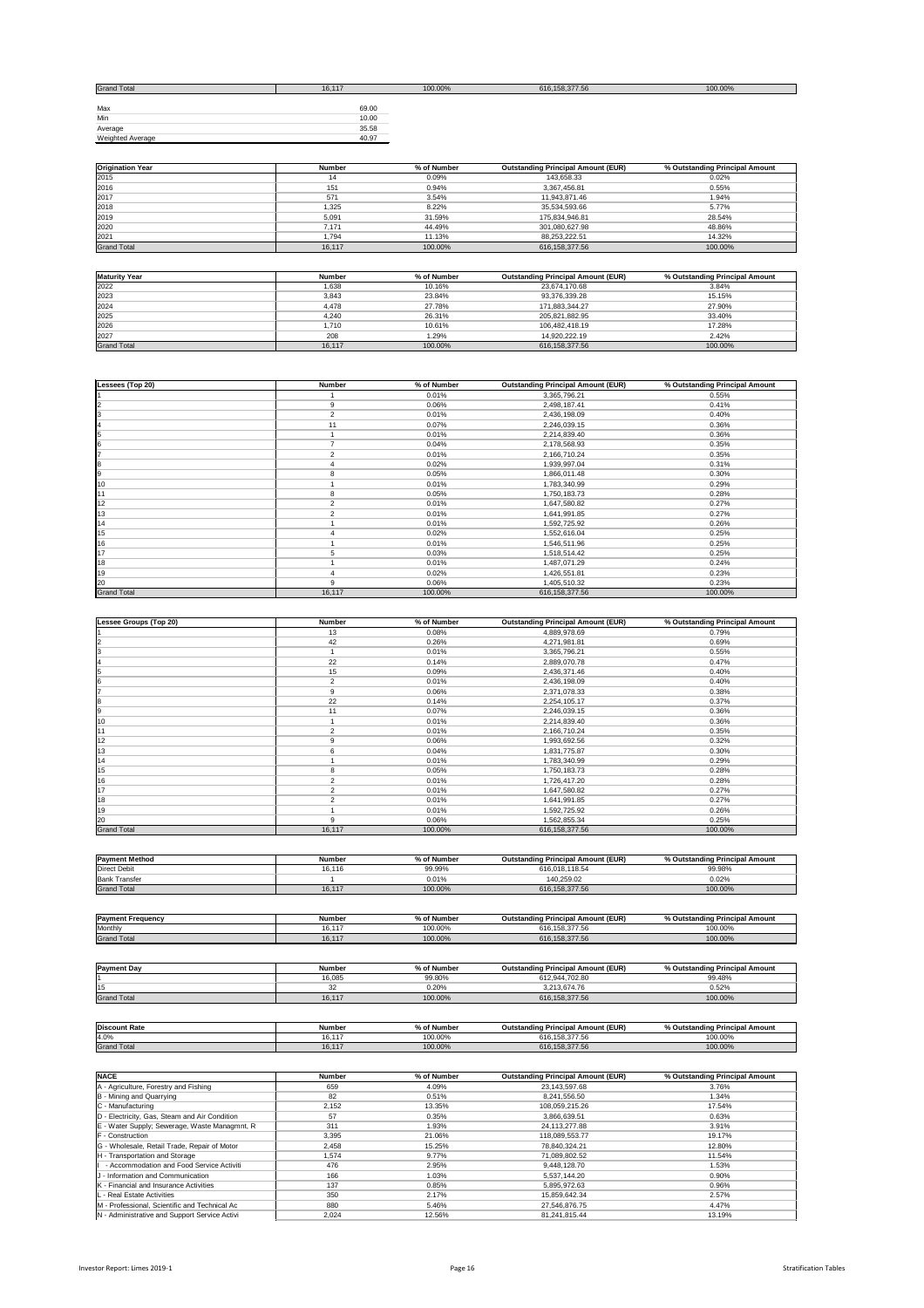| Grand Total | 16,117 | 100.00% | 616,158,377.56 | 100.00% |
|---|---|---|---|---|

| | |
|---|---|
| Max | 69.00 |
| Min | 10.00 |
| Average | 35.58 |
| Weighted Average | 40.97 |

| Origination Year | Number | % of Number | Outstanding Principal Amount (EUR) | % Outstanding Principal Amount |
|---|---|---|---|---|
| 2015 | 14 | 0.09% | 143,658.33 | 0.02% |
| 2016 | 151 | 0.94% | 3,367,456.81 | 0.55% |
| 2017 | 571 | 3.54% | 11,943,871.46 | 1.94% |
| 2018 | 1,325 | 8.22% | 35,534,593.66 | 5.77% |
| 2019 | 5,091 | 31.59% | 175,834,946.81 | 28.54% |
| 2020 | 7,171 | 44.49% | 301,080,627.98 | 48.86% |
| 2021 | 1,794 | 11.13% | 88,253,222.51 | 14.32% |
| Grand Total | 16,117 | 100.00% | 616,158,377.56 | 100.00% |

| Maturity Year | Number | % of Number | Outstanding Principal Amount (EUR) | % Outstanding Principal Amount |
|---|---|---|---|---|
| 2022 | 1,638 | 10.16% | 23,674,170.68 | 3.84% |
| 2023 | 3,843 | 23.84% | 93,376,339.28 | 15.15% |
| 2024 | 4,478 | 27.78% | 171,883,344.27 | 27.90% |
| 2025 | 4,240 | 26.31% | 205,821,882.95 | 33.40% |
| 2026 | 1,710 | 10.61% | 106,482,418.19 | 17.28% |
| 2027 | 208 | 1.29% | 14,920,222.19 | 2.42% |
| Grand Total | 16,117 | 100.00% | 616,158,377.56 | 100.00% |

| Lessees (Top 20) | Number | % of Number | Outstanding Principal Amount (EUR) | % Outstanding Principal Amount |
|---|---|---|---|---|
| 1 | 1 | 0.01% | 3,365,796.21 | 0.55% |
| 2 | 9 | 0.06% | 2,498,187.41 | 0.41% |
| 3 | 2 | 0.01% | 2,436,198.09 | 0.40% |
| 4 | 11 | 0.07% | 2,246,039.15 | 0.36% |
| 5 | 1 | 0.01% | 2,214,839.40 | 0.36% |
| 6 | 7 | 0.04% | 2,178,568.93 | 0.35% |
| 7 | 2 | 0.01% | 2,166,710.24 | 0.35% |
| 8 | 4 | 0.02% | 1,939,997.04 | 0.31% |
| 9 | 8 | 0.05% | 1,866,011.48 | 0.30% |
| 10 | 1 | 0.01% | 1,783,340.99 | 0.29% |
| 11 | 8 | 0.05% | 1,750,183.73 | 0.28% |
| 12 | 2 | 0.01% | 1,647,580.82 | 0.27% |
| 13 | 2 | 0.01% | 1,641,991.85 | 0.27% |
| 14 | 1 | 0.01% | 1,592,725.92 | 0.26% |
| 15 | 4 | 0.02% | 1,552,616.04 | 0.25% |
| 16 | 1 | 0.01% | 1,546,511.96 | 0.25% |
| 17 | 5 | 0.03% | 1,518,514.42 | 0.25% |
| 18 | 1 | 0.01% | 1,487,071.29 | 0.24% |
| 19 | 4 | 0.02% | 1,426,551.81 | 0.23% |
| 20 | 9 | 0.06% | 1,405,510.32 | 0.23% |
| Grand Total | 16,117 | 100.00% | 616,158,377.56 | 100.00% |

| Lessee Groups (Top 20) | Number | % of Number | Outstanding Principal Amount (EUR) | % Outstanding Principal Amount |
|---|---|---|---|---|
| 1 | 13 | 0.08% | 4,889,978.69 | 0.79% |
| 2 | 42 | 0.26% | 4,271,981.81 | 0.69% |
| 3 | 1 | 0.01% | 3,365,796.21 | 0.55% |
| 4 | 22 | 0.14% | 2,889,070.78 | 0.47% |
| 5 | 15 | 0.09% | 2,436,371.46 | 0.40% |
| 6 | 2 | 0.01% | 2,436,198.09 | 0.40% |
| 7 | 9 | 0.06% | 2,371,078.33 | 0.38% |
| 8 | 22 | 0.14% | 2,254,105.17 | 0.37% |
| 9 | 11 | 0.07% | 2,246,039.15 | 0.36% |
| 10 | 1 | 0.01% | 2,214,839.40 | 0.36% |
| 11 | 2 | 0.01% | 2,166,710.24 | 0.35% |
| 12 | 9 | 0.06% | 1,993,692.56 | 0.32% |
| 13 | 6 | 0.04% | 1,831,775.87 | 0.30% |
| 14 | 1 | 0.01% | 1,783,340.99 | 0.29% |
| 15 | 8 | 0.05% | 1,750,183.73 | 0.28% |
| 16 | 2 | 0.01% | 1,726,417.20 | 0.28% |
| 17 | 2 | 0.01% | 1,647,580.82 | 0.27% |
| 18 | 2 | 0.01% | 1,641,991.85 | 0.27% |
| 19 | 1 | 0.01% | 1,592,725.92 | 0.26% |
| 20 | 9 | 0.06% | 1,562,855.34 | 0.25% |
| Grand Total | 16,117 | 100.00% | 616,158,377.56 | 100.00% |

| Payment Method | Number | % of Number | Outstanding Principal Amount (EUR) | % Outstanding Principal Amount |
|---|---|---|---|---|
| Direct Debit | 16,116 | 99.99% | 616,018,118.54 | 99.98% |
| Bank Transfer | 1 | 0.01% | 140,259.02 | 0.02% |
| Grand Total | 16,117 | 100.00% | 616,158,377.56 | 100.00% |

| Payment Frequency | Number | % of Number | Outstanding Principal Amount (EUR) | % Outstanding Principal Amount |
|---|---|---|---|---|
| Monthly | 16,117 | 100.00% | 616,158,377.56 | 100.00% |
| Grand Total | 16,117 | 100.00% | 616,158,377.56 | 100.00% |

| Payment Day | Number | % of Number | Outstanding Principal Amount (EUR) | % Outstanding Principal Amount |
|---|---|---|---|---|
| 1 | 16,085 | 99.80% | 612,944,702.80 | 99.48% |
| 15 | 32 | 0.20% | 3,213,674.76 | 0.52% |
| Grand Total | 16,117 | 100.00% | 616,158,377.56 | 100.00% |

| Discount Rate | Number | % of Number | Outstanding Principal Amount (EUR) | % Outstanding Principal Amount |
|---|---|---|---|---|
| 4.0% | 16,117 | 100.00% | 616,158,377.56 | 100.00% |
| Grand Total | 16,117 | 100.00% | 616,158,377.56 | 100.00% |

| NACE | Number | % of Number | Outstanding Principal Amount (EUR) | % Outstanding Principal Amount |
|---|---|---|---|---|
| A - Agriculture, Forestry and Fishing | 659 | 4.09% | 23,143,597.68 | 3.76% |
| B - Mining and Quarrying | 82 | 0.51% | 8,241,556.50 | 1.34% |
| C - Manufacturing | 2,152 | 13.35% | 108,059,215.26 | 17.54% |
| D - Electricity, Gas, Steam and Air Condition | 57 | 0.35% | 3,866,639.51 | 0.63% |
| E - Water Supply; Sewerage, Waste Managmnt, R | 311 | 1.93% | 24,113,277.88 | 3.91% |
| F - Construction | 3,395 | 21.06% | 118,089,553.77 | 19.17% |
| G - Wholesale, Retail Trade, Repair of Motor | 2,458 | 15.25% | 78,840,324.21 | 12.80% |
| H - Transportation and Storage | 1,574 | 9.77% | 71,089,802.52 | 11.54% |
| I - Accommodation and Food Service Activiti | 476 | 2.95% | 9,448,128.70 | 1.53% |
| J - Information and Communication | 166 | 1.03% | 5,537,144.20 | 0.90% |
| K - Financial and Insurance Activities | 137 | 0.85% | 5,895,972.63 | 0.96% |
| L - Real Estate Activities | 350 | 2.17% | 15,859,642.34 | 2.57% |
| M - Professional, Scientific and Technical Ac | 880 | 5.46% | 27,546,876.75 | 4.47% |
| N - Administrative and Support Service Activi | 2,024 | 12.56% | 81,241,815.44 | 13.19% |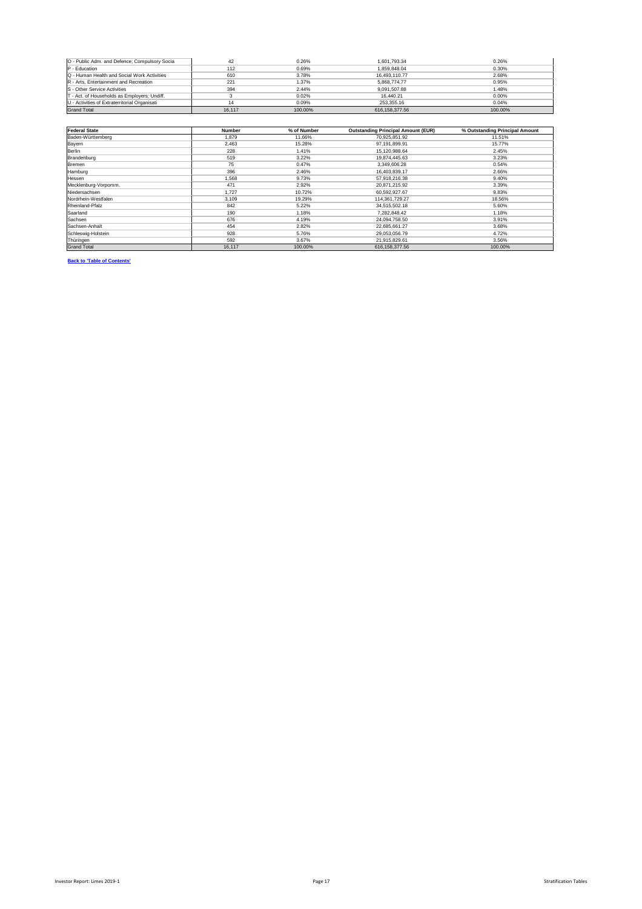| O - Public Adm. and Defence; Compulsory Socia | 42 | 0.26% | 1,601,793.34 | 0.26% |
|---|---|---|---|---|
| P - Education | 112 | 0.69% | 1,859,848.04 | 0.30% |
| Q - Human Health and Social Work Activities | 610 | 3.78% | 16,493,110.77 | 2.68% |
| R - Arts, Entertainment and Recreation | 221 | 1.37% | 5,868,774.77 | 0.95% |
| S - Other Service Activities | 394 | 2.44% | 9,091,507.88 | 1.48% |
| T - Act. of Households as Employers; Undiff. | 3 | 0.02% | 16,440.21 | 0.00% |
| U - Activities of Extraterritorial Organisati | 14 | 0.09% | 253,355.16 | 0.04% |
| Grand Total | 16,117 | 100.00% | 616,158,377.56 | 100.00% |

| Federal State | Number | % of Number | Outstanding Principal Amount (EUR) | % Outstanding Principal Amount |
|---|---|---|---|---|
| Baden-Württemberg | 1,879 | 11.66% | 70,925,851.92 | 11.51% |
| Bayern | 2,463 | 15.28% | 97,191,899.91 | 15.77% |
| Berlin | 228 | 1.41% | 15,120,988.64 | 2.45% |
| Brandenburg | 519 | 3.22% | 19,874,445.63 | 3.23% |
| Bremen | 75 | 0.47% | 3,349,606.28 | 0.54% |
| Hamburg | 396 | 2.46% | 16,403,839.17 | 2.66% |
| Hessen | 1,568 | 9.73% | 57,918,216.38 | 9.40% |
| Mecklenburg-Vorpomm. | 471 | 2.92% | 20,871,215.92 | 3.39% |
| Niedersachsen | 1,727 | 10.72% | 60,592,927.67 | 9.83% |
| Nordrhein-Westfalen | 3,109 | 19.29% | 114,361,729.27 | 18.56% |
| Rheinland-Pfalz | 842 | 5.22% | 34,515,502.18 | 5.60% |
| Saarland | 190 | 1.18% | 7,282,848.42 | 1.18% |
| Sachsen | 676 | 4.19% | 24,094,758.50 | 3.91% |
| Sachsen-Anhalt | 454 | 2.82% | 22,685,661.27 | 3.68% |
| Schleswig-Holstein | 928 | 5.76% | 29,053,056.79 | 4.72% |
| Thüringen | 592 | 3.67% | 21,915,829.61 | 3.56% |
| Grand Total | 16,117 | 100.00% | 616,158,377.56 | 100.00% |

**Back to 'Table of Contents'**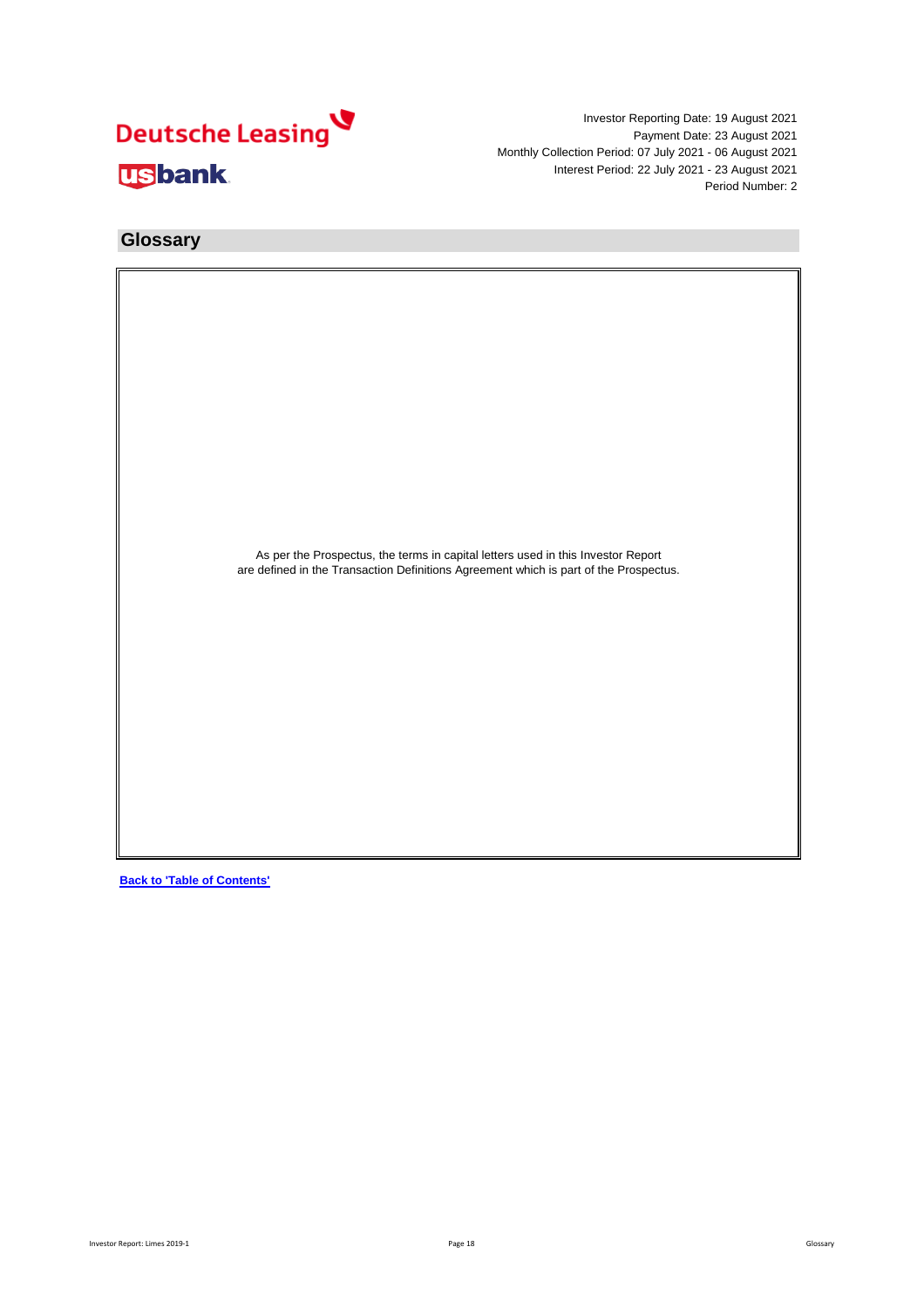Investor Reporting Date: 19 August 2021
Payment Date: 23 August 2021
Monthly Collection Period: 07 July 2021 - 06 August 2021
Interest Period: 22 July 2021 - 23 August 2021
Period Number: 2

## Glossary

As per the Prospectus, the terms in capital letters used in this Investor Report
are defined in the Transaction Definitions Agreement which is part of the Prospectus.

**Back to 'Table of Contents'**